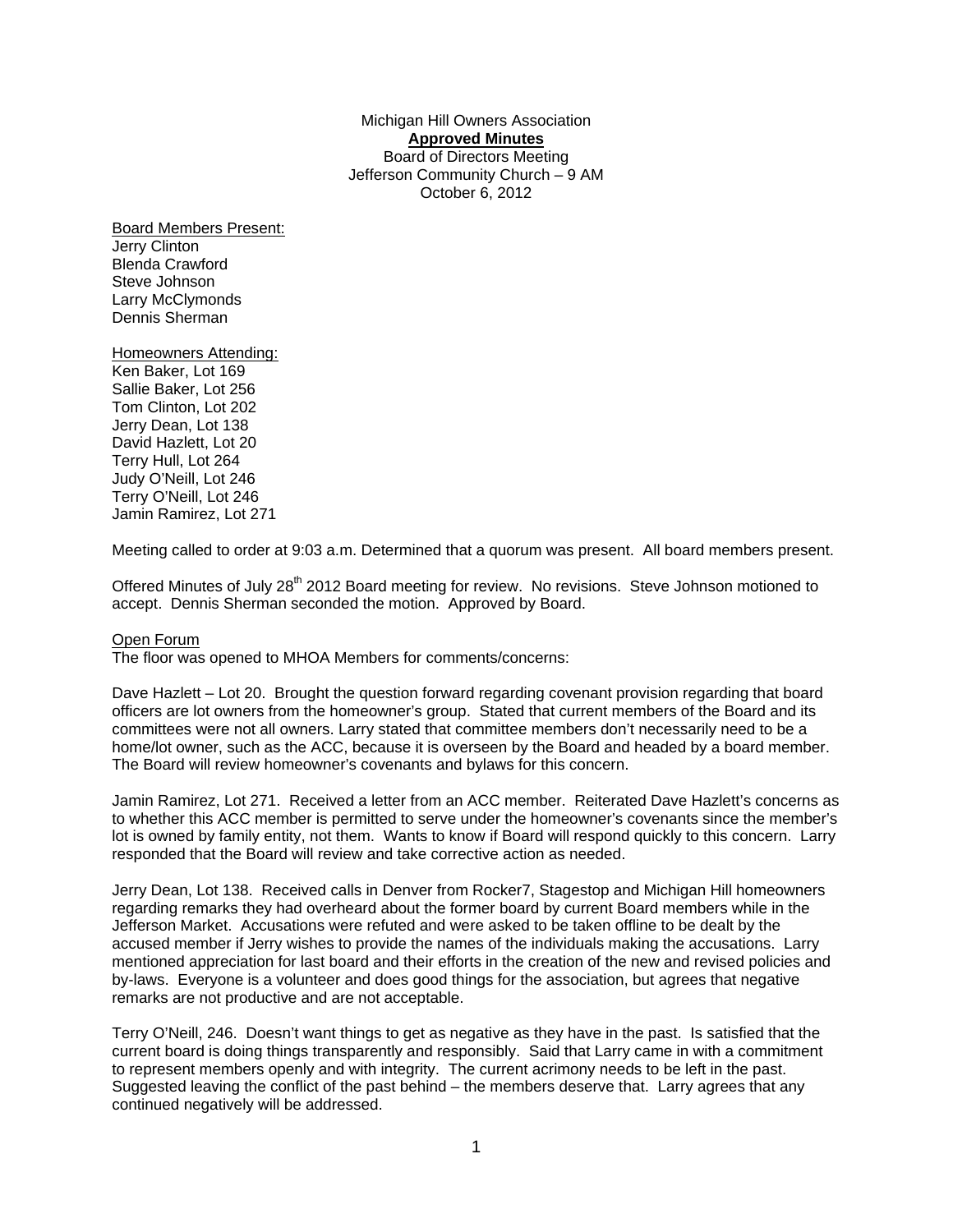Michigan Hill Owners Association

**Approved Minutes**

Board of Directors Meeting

Jefferson Community Church – 9 AM

October 6, 2012

Board Members Present:

Jerry Clinton
Blenda Crawford
Steve Johnson
Larry McClymonds
Dennis Sherman

Homeowners Attending:

Ken Baker, Lot 169
Sallie Baker, Lot 256
Tom Clinton, Lot 202
Jerry Dean, Lot 138
David Hazlett, Lot 20
Terry Hull, Lot 264
Judy O'Neill, Lot 246
Terry O'Neill, Lot 246
Jamin Ramirez, Lot 271

Meeting called to order at 9:03 a.m. Determined that a quorum was present. All board members present.

Offered Minutes of July 28th 2012 Board meeting for review. No revisions. Steve Johnson motioned to accept. Dennis Sherman seconded the motion. Approved by Board.

Open Forum

The floor was opened to MHOA Members for comments/concerns:

Dave Hazlett – Lot 20. Brought the question forward regarding covenant provision regarding that board officers are lot owners from the homeowner's group. Stated that current members of the Board and its committees were not all owners. Larry stated that committee members don't necessarily need to be a home/lot owner, such as the ACC, because it is overseen by the Board and headed by a board member. The Board will review homeowner's covenants and bylaws for this concern.

Jamin Ramirez, Lot 271. Received a letter from an ACC member. Reiterated Dave Hazlett's concerns as to whether this ACC member is permitted to serve under the homeowner's covenants since the member's lot is owned by family entity, not them. Wants to know if Board will respond quickly to this concern. Larry responded that the Board will review and take corrective action as needed.

Jerry Dean, Lot 138. Received calls in Denver from Rocker7, Stagestop and Michigan Hill homeowners regarding remarks they had overheard about the former board by current Board members while in the Jefferson Market. Accusations were refuted and were asked to be taken offline to be dealt by the accused member if Jerry wishes to provide the names of the individuals making the accusations. Larry mentioned appreciation for last board and their efforts in the creation of the new and revised policies and by-laws. Everyone is a volunteer and does good things for the association, but agrees that negative remarks are not productive and are not acceptable.

Terry O'Neill, 246. Doesn't want things to get as negative as they have in the past. Is satisfied that the current board is doing things transparently and responsibly. Said that Larry came in with a commitment to represent members openly and with integrity. The current acrimony needs to be left in the past. Suggested leaving the conflict of the past behind – the members deserve that. Larry agrees that any continued negatively will be addressed.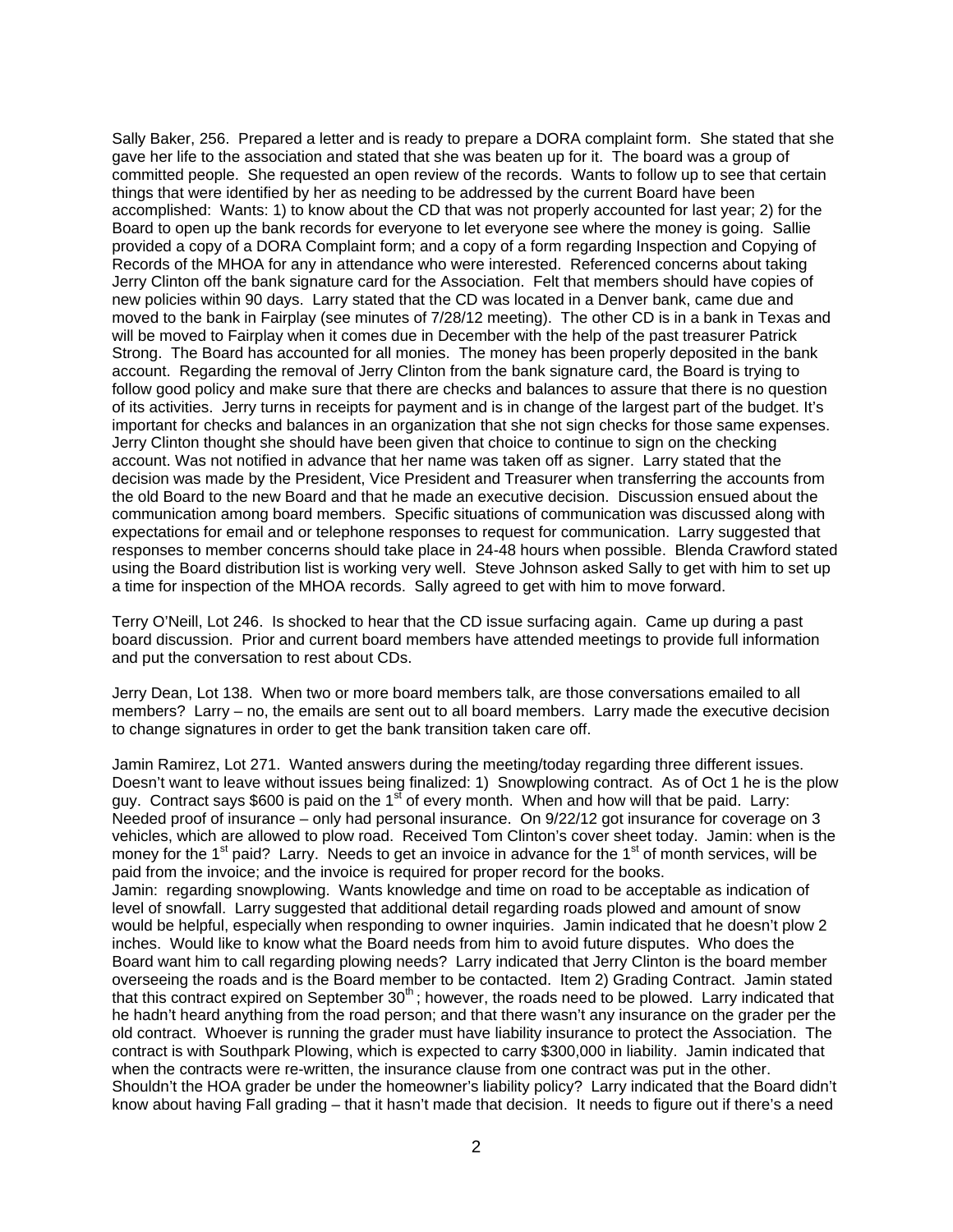Sally Baker, 256. Prepared a letter and is ready to prepare a DORA complaint form. She stated that she gave her life to the association and stated that she was beaten up for it. The board was a group of committed people. She requested an open review of the records. Wants to follow up to see that certain things that were identified by her as needing to be addressed by the current Board have been accomplished: Wants: 1) to know about the CD that was not properly accounted for last year; 2) for the Board to open up the bank records for everyone to let everyone see where the money is going. Sallie provided a copy of a DORA Complaint form; and a copy of a form regarding Inspection and Copying of Records of the MHOA for any in attendance who were interested. Referenced concerns about taking Jerry Clinton off the bank signature card for the Association. Felt that members should have copies of new policies within 90 days. Larry stated that the CD was located in a Denver bank, came due and moved to the bank in Fairplay (see minutes of 7/28/12 meeting). The other CD is in a bank in Texas and will be moved to Fairplay when it comes due in December with the help of the past treasurer Patrick Strong. The Board has accounted for all monies. The money has been properly deposited in the bank account. Regarding the removal of Jerry Clinton from the bank signature card, the Board is trying to follow good policy and make sure that there are checks and balances to assure that there is no question of its activities. Jerry turns in receipts for payment and is in change of the largest part of the budget. It's important for checks and balances in an organization that she not sign checks for those same expenses. Jerry Clinton thought she should have been given that choice to continue to sign on the checking account. Was not notified in advance that her name was taken off as signer. Larry stated that the decision was made by the President, Vice President and Treasurer when transferring the accounts from the old Board to the new Board and that he made an executive decision. Discussion ensued about the communication among board members. Specific situations of communication was discussed along with expectations for email and or telephone responses to request for communication. Larry suggested that responses to member concerns should take place in 24-48 hours when possible. Blenda Crawford stated using the Board distribution list is working very well. Steve Johnson asked Sally to get with him to set up a time for inspection of the MHOA records. Sally agreed to get with him to move forward.

Terry O'Neill, Lot 246. Is shocked to hear that the CD issue surfacing again. Came up during a past board discussion. Prior and current board members have attended meetings to provide full information and put the conversation to rest about CDs.

Jerry Dean, Lot 138. When two or more board members talk, are those conversations emailed to all members? Larry – no, the emails are sent out to all board members. Larry made the executive decision to change signatures in order to get the bank transition taken care off.

Jamin Ramirez, Lot 271. Wanted answers during the meeting/today regarding three different issues. Doesn't want to leave without issues being finalized: 1) Snowplowing contract. As of Oct 1 he is the plow guy. Contract says $600 is paid on the 1st of every month. When and how will that be paid. Larry: Needed proof of insurance – only had personal insurance. On 9/22/12 got insurance for coverage on 3 vehicles, which are allowed to plow road. Received Tom Clinton's cover sheet today. Jamin: when is the money for the 1st paid? Larry. Needs to get an invoice in advance for the 1st of month services, will be paid from the invoice; and the invoice is required for proper record for the books.
Jamin: regarding snowplowing. Wants knowledge and time on road to be acceptable as indication of level of snowfall. Larry suggested that additional detail regarding roads plowed and amount of snow would be helpful, especially when responding to owner inquiries. Jamin indicated that he doesn't plow 2 inches. Would like to know what the Board needs from him to avoid future disputes. Who does the Board want him to call regarding plowing needs? Larry indicated that Jerry Clinton is the board member overseeing the roads and is the Board member to be contacted. Item 2) Grading Contract. Jamin stated that this contract expired on September 30th; however, the roads need to be plowed. Larry indicated that he hadn't heard anything from the road person; and that there wasn't any insurance on the grader per the old contract. Whoever is running the grader must have liability insurance to protect the Association. The contract is with Southpark Plowing, which is expected to carry $300,000 in liability. Jamin indicated that when the contracts were re-written, the insurance clause from one contract was put in the other. Shouldn't the HOA grader be under the homeowner's liability policy? Larry indicated that the Board didn't know about having Fall grading – that it hasn't made that decision. It needs to figure out if there's a need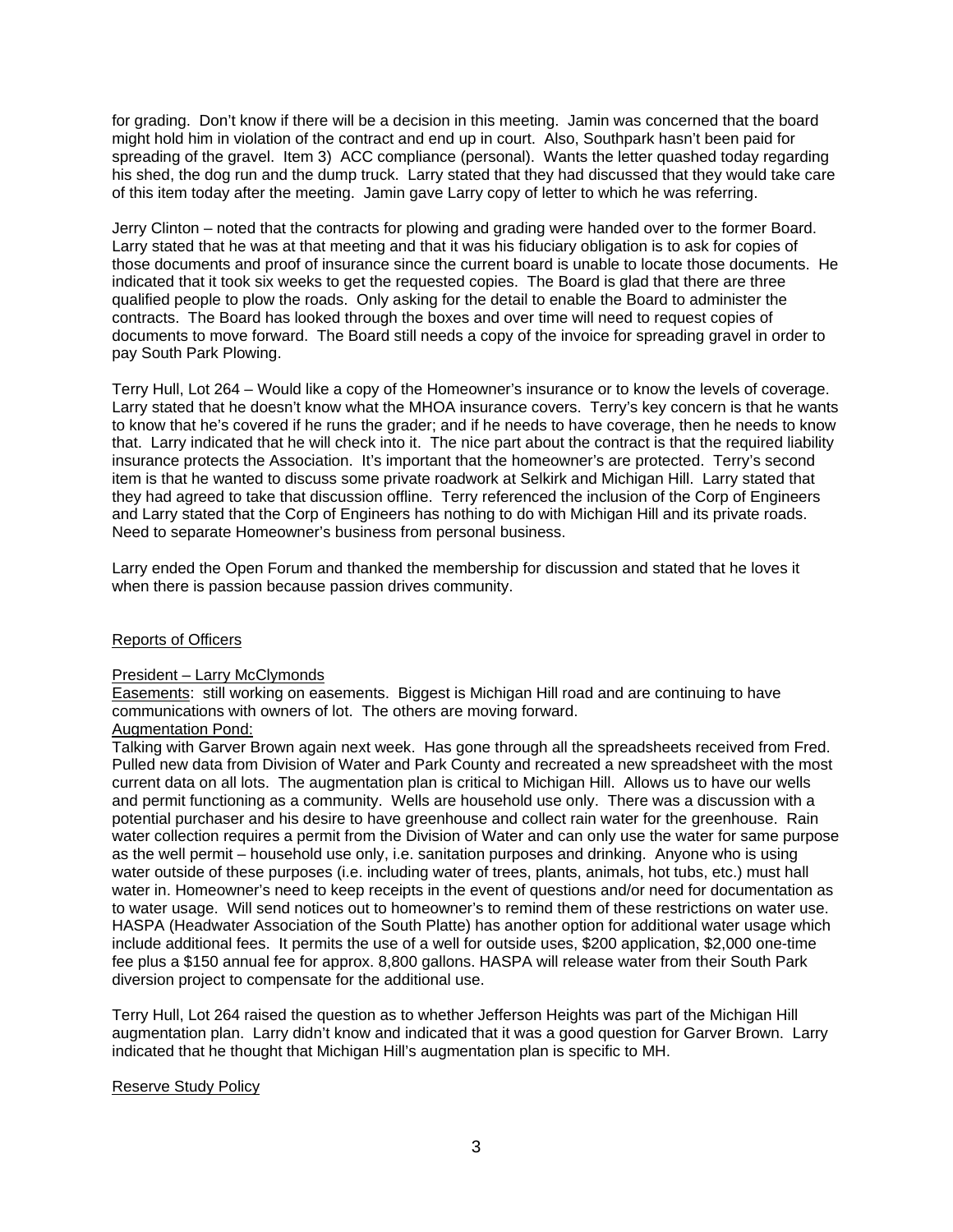for grading. Don't know if there will be a decision in this meeting. Jamin was concerned that the board might hold him in violation of the contract and end up in court. Also, Southpark hasn't been paid for spreading of the gravel. Item 3) ACC compliance (personal). Wants the letter quashed today regarding his shed, the dog run and the dump truck. Larry stated that they had discussed that they would take care of this item today after the meeting. Jamin gave Larry copy of letter to which he was referring.

Jerry Clinton – noted that the contracts for plowing and grading were handed over to the former Board. Larry stated that he was at that meeting and that it was his fiduciary obligation is to ask for copies of those documents and proof of insurance since the current board is unable to locate those documents. He indicated that it took six weeks to get the requested copies. The Board is glad that there are three qualified people to plow the roads. Only asking for the detail to enable the Board to administer the contracts. The Board has looked through the boxes and over time will need to request copies of documents to move forward. The Board still needs a copy of the invoice for spreading gravel in order to pay South Park Plowing.

Terry Hull, Lot 264 – Would like a copy of the Homeowner's insurance or to know the levels of coverage. Larry stated that he doesn't know what the MHOA insurance covers. Terry's key concern is that he wants to know that he's covered if he runs the grader; and if he needs to have coverage, then he needs to know that. Larry indicated that he will check into it. The nice part about the contract is that the required liability insurance protects the Association. It's important that the homeowner's are protected. Terry's second item is that he wanted to discuss some private roadwork at Selkirk and Michigan Hill. Larry stated that they had agreed to take that discussion offline. Terry referenced the inclusion of the Corp of Engineers and Larry stated that the Corp of Engineers has nothing to do with Michigan Hill and its private roads. Need to separate Homeowner's business from personal business.

Larry ended the Open Forum and thanked the membership for discussion and stated that he loves it when there is passion because passion drives community.

## Reports of Officers

### President – Larry McClymonds

Easements: still working on easements. Biggest is Michigan Hill road and are continuing to have communications with owners of lot. The others are moving forward.

Augmentation Pond:

Talking with Garver Brown again next week. Has gone through all the spreadsheets received from Fred. Pulled new data from Division of Water and Park County and recreated a new spreadsheet with the most current data on all lots. The augmentation plan is critical to Michigan Hill. Allows us to have our wells and permit functioning as a community. Wells are household use only. There was a discussion with a potential purchaser and his desire to have greenhouse and collect rain water for the greenhouse. Rain water collection requires a permit from the Division of Water and can only use the water for same purpose as the well permit – household use only, i.e. sanitation purposes and drinking. Anyone who is using water outside of these purposes (i.e. including water of trees, plants, animals, hot tubs, etc.) must hall water in. Homeowner's need to keep receipts in the event of questions and/or need for documentation as to water usage. Will send notices out to homeowner's to remind them of these restrictions on water use. HASPA (Headwater Association of the South Platte) has another option for additional water usage which include additional fees. It permits the use of a well for outside uses, $200 application, $2,000 one-time fee plus a $150 annual fee for approx. 8,800 gallons. HASPA will release water from their South Park diversion project to compensate for the additional use.

Terry Hull, Lot 264 raised the question as to whether Jefferson Heights was part of the Michigan Hill augmentation plan. Larry didn't know and indicated that it was a good question for Garver Brown. Larry indicated that he thought that Michigan Hill's augmentation plan is specific to MH.

### Reserve Study Policy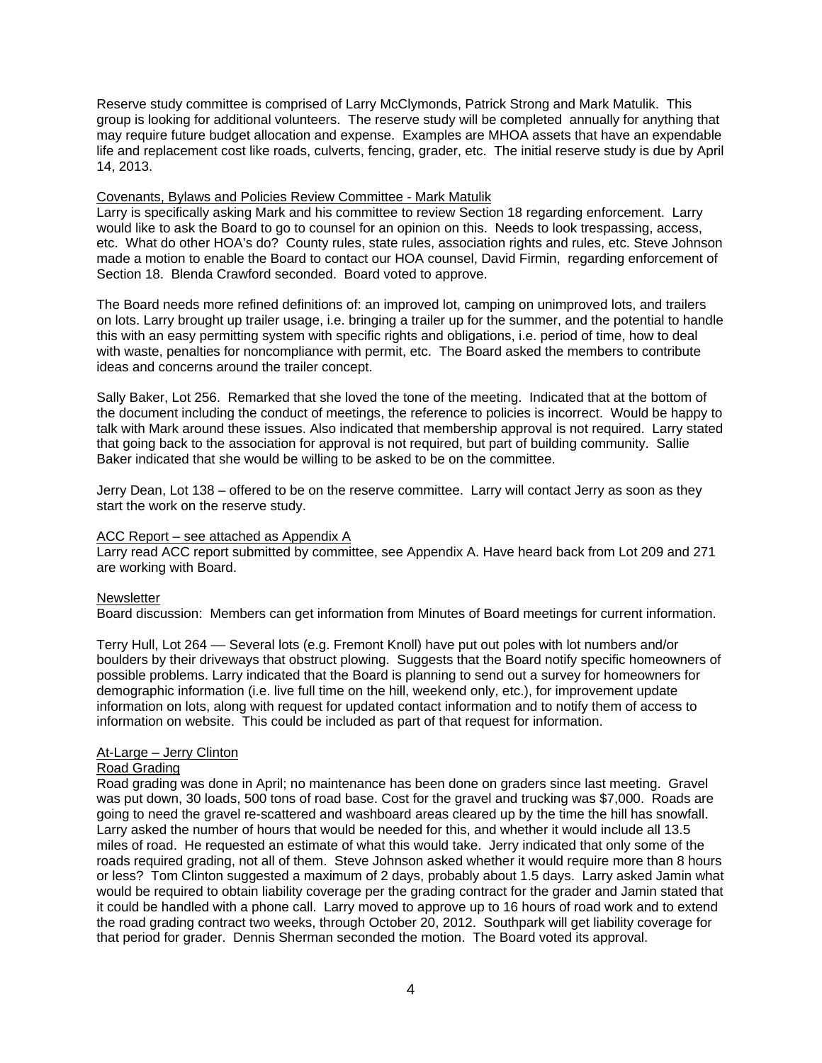Reserve study committee is comprised of Larry McClymonds, Patrick Strong and Mark Matulik. This group is looking for additional volunteers. The reserve study will be completed annually for anything that may require future budget allocation and expense. Examples are MHOA assets that have an expendable life and replacement cost like roads, culverts, fencing, grader, etc. The initial reserve study is due by April 14, 2013.

Covenants, Bylaws and Policies Review Committee - Mark Matulik

Larry is specifically asking Mark and his committee to review Section 18 regarding enforcement. Larry would like to ask the Board to go to counsel for an opinion on this. Needs to look trespassing, access, etc. What do other HOA's do? County rules, state rules, association rights and rules, etc. Steve Johnson made a motion to enable the Board to contact our HOA counsel, David Firmin, regarding enforcement of Section 18. Blenda Crawford seconded. Board voted to approve.

The Board needs more refined definitions of: an improved lot, camping on unimproved lots, and trailers on lots. Larry brought up trailer usage, i.e. bringing a trailer up for the summer, and the potential to handle this with an easy permitting system with specific rights and obligations, i.e. period of time, how to deal with waste, penalties for noncompliance with permit, etc. The Board asked the members to contribute ideas and concerns around the trailer concept.

Sally Baker, Lot 256. Remarked that she loved the tone of the meeting. Indicated that at the bottom of the document including the conduct of meetings, the reference to policies is incorrect. Would be happy to talk with Mark around these issues. Also indicated that membership approval is not required. Larry stated that going back to the association for approval is not required, but part of building community. Sallie Baker indicated that she would be willing to be asked to be on the committee.

Jerry Dean, Lot 138 – offered to be on the reserve committee. Larry will contact Jerry as soon as they start the work on the reserve study.

ACC Report – see attached as Appendix A

Larry read ACC report submitted by committee, see Appendix A. Have heard back from Lot 209 and 271 are working with Board.

Newsletter

Board discussion: Members can get information from Minutes of Board meetings for current information.

Terry Hull, Lot 264 –– Several lots (e.g. Fremont Knoll) have put out poles with lot numbers and/or boulders by their driveways that obstruct plowing. Suggests that the Board notify specific homeowners of possible problems. Larry indicated that the Board is planning to send out a survey for homeowners for demographic information (i.e. live full time on the hill, weekend only, etc.), for improvement update information on lots, along with request for updated contact information and to notify them of access to information on website. This could be included as part of that request for information.

At-Large – Jerry Clinton

Road Grading

Road grading was done in April; no maintenance has been done on graders since last meeting. Gravel was put down, 30 loads, 500 tons of road base. Cost for the gravel and trucking was $7,000. Roads are going to need the gravel re-scattered and washboard areas cleared up by the time the hill has snowfall. Larry asked the number of hours that would be needed for this, and whether it would include all 13.5 miles of road. He requested an estimate of what this would take. Jerry indicated that only some of the roads required grading, not all of them. Steve Johnson asked whether it would require more than 8 hours or less? Tom Clinton suggested a maximum of 2 days, probably about 1.5 days. Larry asked Jamin what would be required to obtain liability coverage per the grading contract for the grader and Jamin stated that it could be handled with a phone call. Larry moved to approve up to 16 hours of road work and to extend the road grading contract two weeks, through October 20, 2012. Southpark will get liability coverage for that period for grader. Dennis Sherman seconded the motion. The Board voted its approval.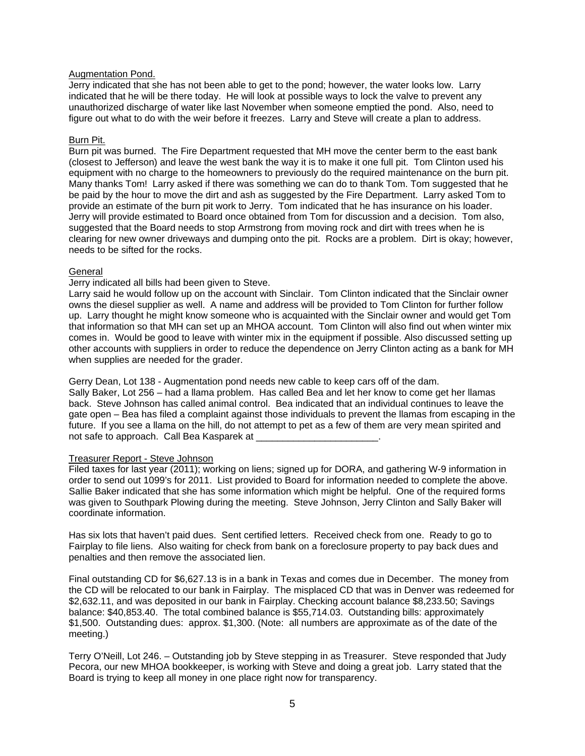<u>Augmentation Pond.</u>

Jerry indicated that she has not been able to get to the pond; however, the water looks low. Larry indicated that he will be there today. He will look at possible ways to lock the valve to prevent any unauthorized discharge of water like last November when someone emptied the pond. Also, need to figure out what to do with the weir before it freezes. Larry and Steve will create a plan to address.

<u>Burn Pit.</u>

Burn pit was burned. The Fire Department requested that MH move the center berm to the east bank (closest to Jefferson) and leave the west bank the way it is to make it one full pit. Tom Clinton used his equipment with no charge to the homeowners to previously do the required maintenance on the burn pit. Many thanks Tom! Larry asked if there was something we can do to thank Tom. Tom suggested that he be paid by the hour to move the dirt and ash as suggested by the Fire Department. Larry asked Tom to provide an estimate of the burn pit work to Jerry. Tom indicated that he has insurance on his loader. Jerry will provide estimated to Board once obtained from Tom for discussion and a decision. Tom also, suggested that the Board needs to stop Armstrong from moving rock and dirt with trees when he is clearing for new owner driveways and dumping onto the pit. Rocks are a problem. Dirt is okay; however, needs to be sifted for the rocks.

<u>General</u>

Jerry indicated all bills had been given to Steve.

Larry said he would follow up on the account with Sinclair. Tom Clinton indicated that the Sinclair owner owns the diesel supplier as well. A name and address will be provided to Tom Clinton for further follow up. Larry thought he might know someone who is acquainted with the Sinclair owner and would get Tom that information so that MH can set up an MHOA account. Tom Clinton will also find out when winter mix comes in. Would be good to leave with winter mix in the equipment if possible. Also discussed setting up other accounts with suppliers in order to reduce the dependence on Jerry Clinton acting as a bank for MH when supplies are needed for the grader.

Gerry Dean, Lot 138 - Augmentation pond needs new cable to keep cars off of the dam.
Sally Baker, Lot 256 – had a llama problem. Has called Bea and let her know to come get her llamas back. Steve Johnson has called animal control. Bea indicated that an individual continues to leave the gate open – Bea has filed a complaint against those individuals to prevent the llamas from escaping in the future. If you see a llama on the hill, do not attempt to pet as a few of them are very mean spirited and not safe to approach. Call Bea Kasparek at _______________________.

<u>Treasurer Report - Steve Johnson</u>

Filed taxes for last year (2011); working on liens; signed up for DORA, and gathering W-9 information in order to send out 1099's for 2011. List provided to Board for information needed to complete the above. Sallie Baker indicated that she has some information which might be helpful. One of the required forms was given to Southpark Plowing during the meeting. Steve Johnson, Jerry Clinton and Sally Baker will coordinate information.

Has six lots that haven't paid dues. Sent certified letters. Received check from one. Ready to go to Fairplay to file liens. Also waiting for check from bank on a foreclosure property to pay back dues and penalties and then remove the associated lien.

Final outstanding CD for $6,627.13 is in a bank in Texas and comes due in December. The money from the CD will be relocated to our bank in Fairplay. The misplaced CD that was in Denver was redeemed for $2,632.11, and was deposited in our bank in Fairplay. Checking account balance $8,233.50; Savings balance: $40,853.40. The total combined balance is $55,714.03. Outstanding bills: approximately $1,500. Outstanding dues: approx. $1,300. (Note: all numbers are approximate as of the date of the meeting.)

Terry O'Neill, Lot 246. – Outstanding job by Steve stepping in as Treasurer. Steve responded that Judy Pecora, our new MHOA bookkeeper, is working with Steve and doing a great job. Larry stated that the Board is trying to keep all money in one place right now for transparency.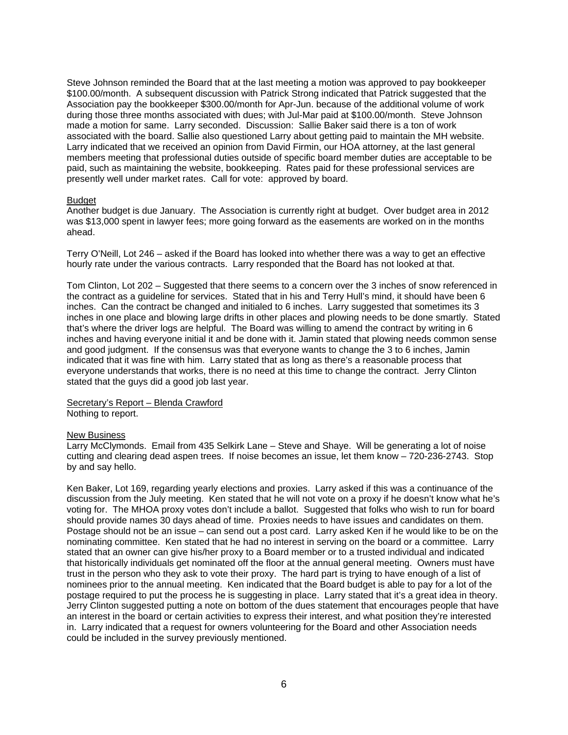Steve Johnson reminded the Board that at the last meeting a motion was approved to pay bookkeeper $100.00/month. A subsequent discussion with Patrick Strong indicated that Patrick suggested that the Association pay the bookkeeper $300.00/month for Apr-Jun. because of the additional volume of work during those three months associated with dues; with Jul-Mar paid at $100.00/month. Steve Johnson made a motion for same. Larry seconded. Discussion: Sallie Baker said there is a ton of work associated with the board. Sallie also questioned Larry about getting paid to maintain the MH website. Larry indicated that we received an opinion from David Firmin, our HOA attorney, at the last general members meeting that professional duties outside of specific board member duties are acceptable to be paid, such as maintaining the website, bookkeeping. Rates paid for these professional services are presently well under market rates. Call for vote: approved by board.

<u>Budget</u>
Another budget is due January. The Association is currently right at budget. Over budget area in 2012 was $13,000 spent in lawyer fees; more going forward as the easements are worked on in the months ahead.

Terry O'Neill, Lot 246 – asked if the Board has looked into whether there was a way to get an effective hourly rate under the various contracts. Larry responded that the Board has not looked at that.

Tom Clinton, Lot 202 – Suggested that there seems to a concern over the 3 inches of snow referenced in the contract as a guideline for services. Stated that in his and Terry Hull's mind, it should have been 6 inches. Can the contract be changed and initialed to 6 inches. Larry suggested that sometimes its 3 inches in one place and blowing large drifts in other places and plowing needs to be done smartly. Stated that's where the driver logs are helpful. The Board was willing to amend the contract by writing in 6 inches and having everyone initial it and be done with it. Jamin stated that plowing needs common sense and good judgment. If the consensus was that everyone wants to change the 3 to 6 inches, Jamin indicated that it was fine with him. Larry stated that as long as there's a reasonable process that everyone understands that works, there is no need at this time to change the contract. Jerry Clinton stated that the guys did a good job last year.

<u>Secretary's Report – Blenda Crawford</u>
Nothing to report.

<u>New Business</u>
Larry McClymonds. Email from 435 Selkirk Lane – Steve and Shaye. Will be generating a lot of noise cutting and clearing dead aspen trees. If noise becomes an issue, let them know – 720-236-2743. Stop by and say hello.

Ken Baker, Lot 169, regarding yearly elections and proxies. Larry asked if this was a continuance of the discussion from the July meeting. Ken stated that he will not vote on a proxy if he doesn't know what he's voting for. The MHOA proxy votes don't include a ballot. Suggested that folks who wish to run for board should provide names 30 days ahead of time. Proxies needs to have issues and candidates on them. Postage should not be an issue – can send out a post card. Larry asked Ken if he would like to be on the nominating committee. Ken stated that he had no interest in serving on the board or a committee. Larry stated that an owner can give his/her proxy to a Board member or to a trusted individual and indicated that historically individuals get nominated off the floor at the annual general meeting. Owners must have trust in the person who they ask to vote their proxy. The hard part is trying to have enough of a list of nominees prior to the annual meeting. Ken indicated that the Board budget is able to pay for a lot of the postage required to put the process he is suggesting in place. Larry stated that it's a great idea in theory. Jerry Clinton suggested putting a note on bottom of the dues statement that encourages people that have an interest in the board or certain activities to express their interest, and what position they're interested in. Larry indicated that a request for owners volunteering for the Board and other Association needs could be included in the survey previously mentioned.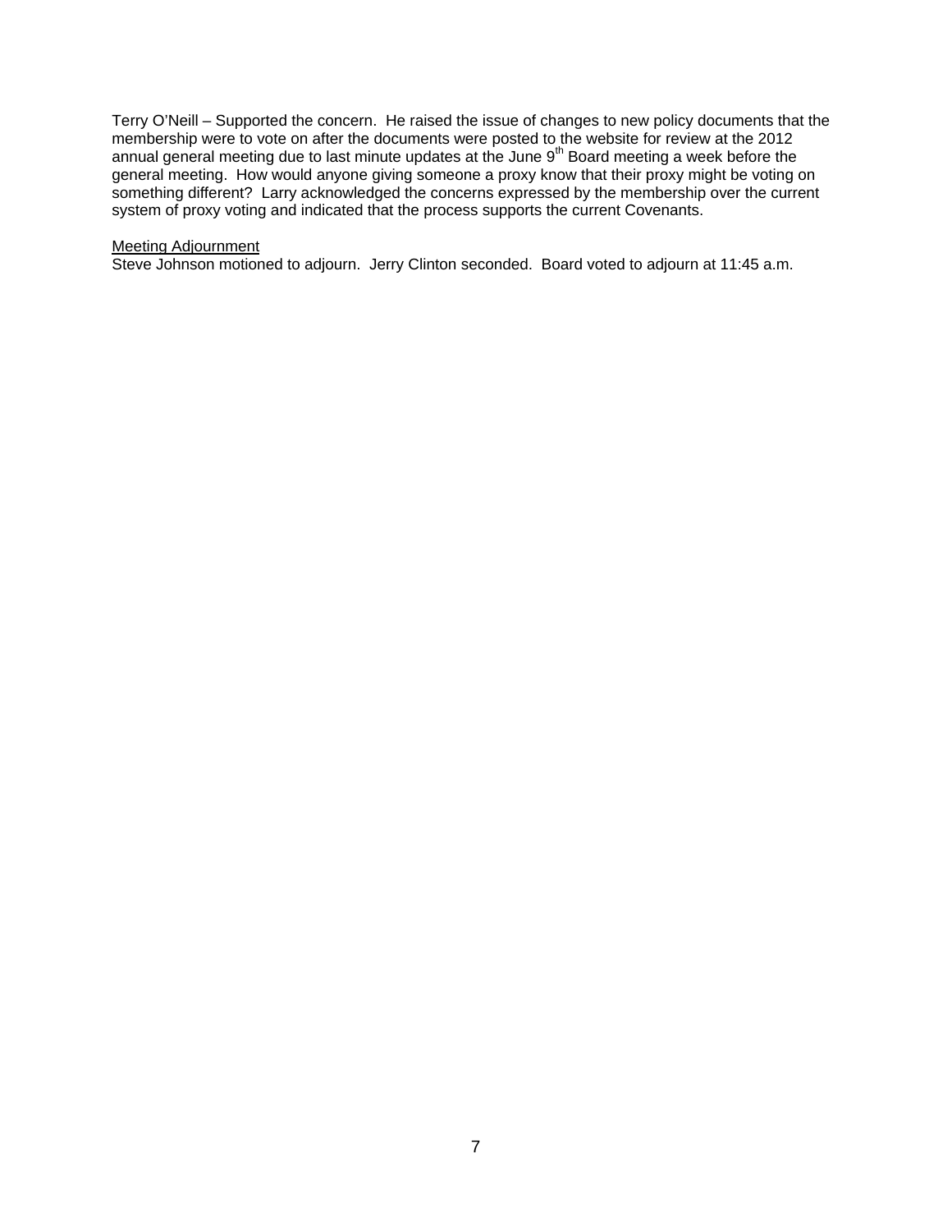Terry O'Neill – Supported the concern. He raised the issue of changes to new policy documents that the membership were to vote on after the documents were posted to the website for review at the 2012 annual general meeting due to last minute updates at the June 9th Board meeting a week before the general meeting. How would anyone giving someone a proxy know that their proxy might be voting on something different? Larry acknowledged the concerns expressed by the membership over the current system of proxy voting and indicated that the process supports the current Covenants.

<u>Meeting Adjournment</u>

Steve Johnson motioned to adjourn. Jerry Clinton seconded. Board voted to adjourn at 11:45 a.m.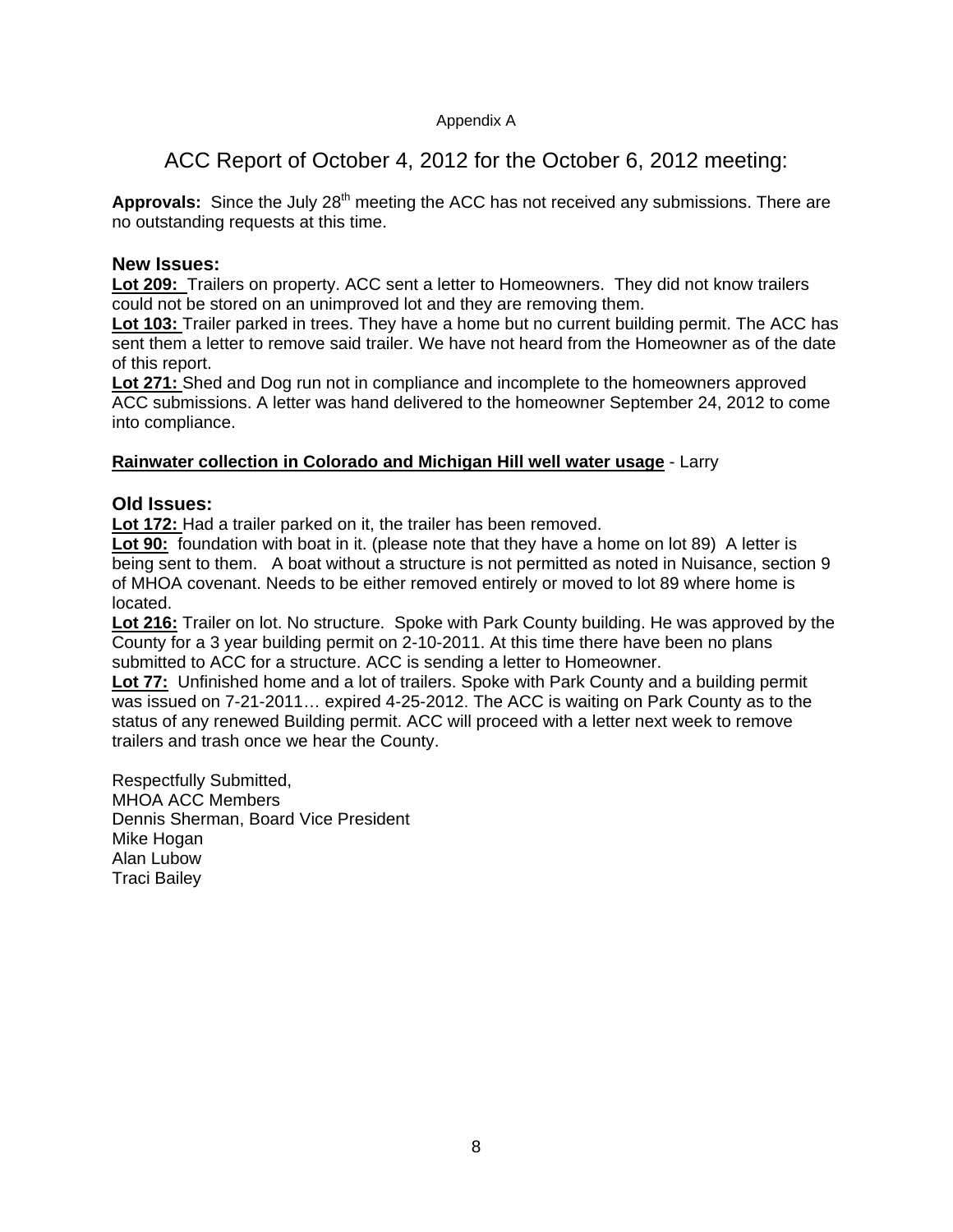Appendix A

# ACC Report of October 4, 2012 for the October 6, 2012 meeting:

**Approvals:** Since the July 28th meeting the ACC has not received any submissions. There are no outstanding requests at this time.

## New Issues:

**Lot 209:** Trailers on property. ACC sent a letter to Homeowners. They did not know trailers could not be stored on an unimproved lot and they are removing them.

**Lot 103:** Trailer parked in trees. They have a home but no current building permit. The ACC has sent them a letter to remove said trailer. We have not heard from the Homeowner as of the date of this report.

**Lot 271:** Shed and Dog run not in compliance and incomplete to the homeowners approved ACC submissions. A letter was hand delivered to the homeowner September 24, 2012 to come into compliance.

**Rainwater collection in Colorado and Michigan Hill well water usage** - Larry

## Old Issues:

**Lot 172:** Had a trailer parked on it, the trailer has been removed.

**Lot 90:** foundation with boat in it. (please note that they have a home on lot 89) A letter is being sent to them. A boat without a structure is not permitted as noted in Nuisance, section 9 of MHOA covenant. Needs to be either removed entirely or moved to lot 89 where home is located.

**Lot 216:** Trailer on lot. No structure. Spoke with Park County building. He was approved by the County for a 3 year building permit on 2-10-2011. At this time there have been no plans submitted to ACC for a structure. ACC is sending a letter to Homeowner.

**Lot 77:** Unfinished home and a lot of trailers. Spoke with Park County and a building permit was issued on 7-21-2011… expired 4-25-2012. The ACC is waiting on Park County as to the status of any renewed Building permit. ACC will proceed with a letter next week to remove trailers and trash once we hear the County.

Respectfully Submitted,
MHOA ACC Members
Dennis Sherman, Board Vice President
Mike Hogan
Alan Lubow
Traci Bailey